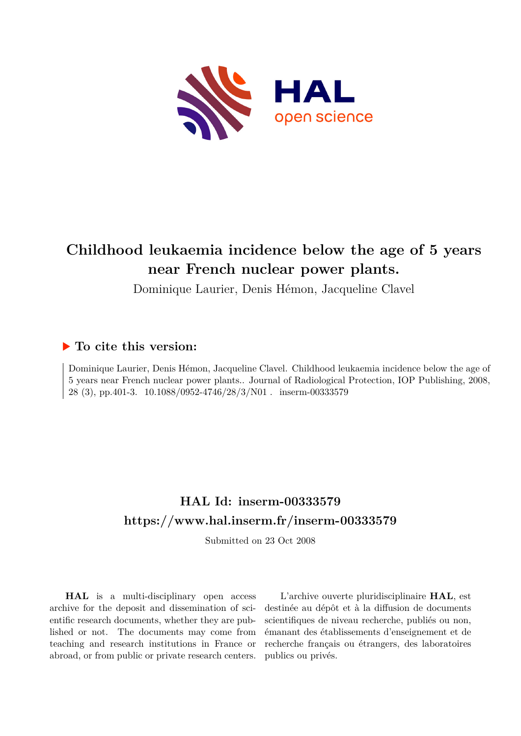# Childhood leukaemia incidence below the age of 5 years near French nuclear power plants.

Dominique Laurier, Denis Hémon, Jacqueline Clavel

## ▶ To cite this version:

Dominique Laurier, Denis Hémon, Jacqueline Clavel. Childhood leukaemia incidence below the age of 5 years near French nuclear power plants.. Journal of Radiological Protection, IOP Publishing, 2008, 28 (3), pp.401-3. 10.1088/0952-4746/28/3/N01 . inserm-00333579

## HAL Id: inserm-00333579
## https://www.hal.inserm.fr/inserm-00333579

Submitted on 23 Oct 2008

**HAL** is a multi-disciplinary open access archive for the deposit and dissemination of scientific research documents, whether they are published or not. The documents may come from teaching and research institutions in France or abroad, or from public or private research centers.

L'archive ouverte pluridisciplinaire **HAL**, est destinée au dépôt et à la diffusion de documents scientifiques de niveau recherche, publiés ou non, émanant des établissements d'enseignement et de recherche français ou étrangers, des laboratoires publics ou privés.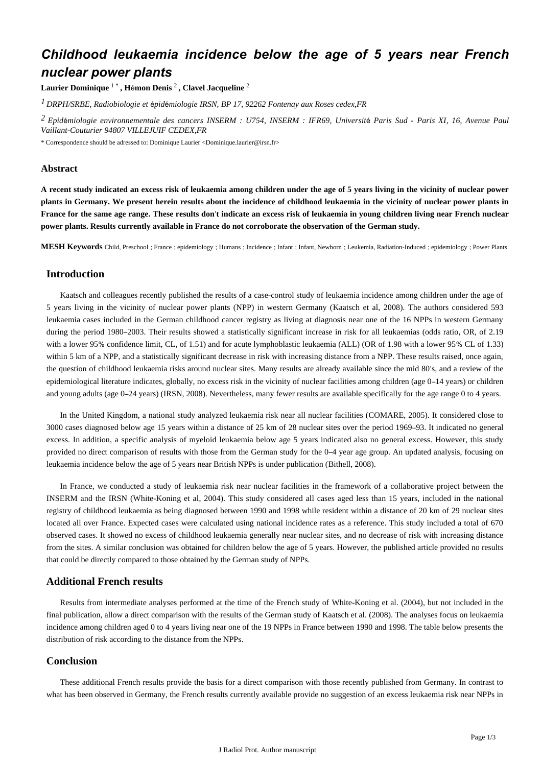# Childhood leukaemia incidence below the age of 5 years near French nuclear power plants

**Laurier Dominique** [1 *] **, Hémon Denis** [2] **, Clavel Jacqueline** [2]

[1] *DRPH/SRBE, Radiobiologie et épidémiologie IRSN, BP 17, 92262 Fontenay aux Roses cedex,FR*

[2] *Epidémiologie environnementale des cancers INSERM : U754, INSERM : IFR69, Université Paris Sud - Paris XI, 16, Avenue Paul Vaillant-Couturier 94807 VILLEJUIF CEDEX,FR*

\* Correspondence should be adressed to: Dominique Laurier <Dominique.laurier@irsn.fr>

### Abstract

**A recent study indicated an excess risk of leukaemia among children under the age of 5 years living in the vicinity of nuclear power plants in Germany. We present herein results about the incidence of childhood leukaemia in the vicinity of nuclear power plants in France for the same age range. These results don't indicate an excess risk of leukaemia in young children living near French nuclear power plants. Results currently available in France do not corroborate the observation of the German study.**

**MESH Keywords** Child, Preschool ; France ; epidemiology ; Humans ; Incidence ; Infant ; Infant, Newborn ; Leukemia, Radiation-Induced ; epidemiology ; Power Plants

## Introduction

Kaatsch and colleagues recently published the results of a case-control study of leukaemia incidence among children under the age of 5 years living in the vicinity of nuclear power plants (NPP) in western Germany (Kaatsch et al, 2008). The authors considered 593 leukaemia cases included in the German childhood cancer registry as living at diagnosis near one of the 16 NPPs in western Germany during the period 1980–2003. Their results showed a statistically significant increase in risk for all leukaemias (odds ratio, OR, of 2.19 with a lower 95% confidence limit, CL, of 1.51) and for acute lymphoblastic leukaemia (ALL) (OR of 1.98 with a lower 95% CL of 1.33) within 5 km of a NPP, and a statistically significant decrease in risk with increasing distance from a NPP. These results raised, once again, the question of childhood leukaemia risks around nuclear sites. Many results are already available since the mid 80's, and a review of the epidemiological literature indicates, globally, no excess risk in the vicinity of nuclear facilities among children (age 0–14 years) or children and young adults (age 0–24 years) (IRSN, 2008). Nevertheless, many fewer results are available specifically for the age range 0 to 4 years.

In the United Kingdom, a national study analyzed leukaemia risk near all nuclear facilities (COMARE, 2005). It considered close to 3000 cases diagnosed below age 15 years within a distance of 25 km of 28 nuclear sites over the period 1969–93. It indicated no general excess. In addition, a specific analysis of myeloid leukaemia below age 5 years indicated also no general excess. However, this study provided no direct comparison of results with those from the German study for the 0–4 year age group. An updated analysis, focusing on leukaemia incidence below the age of 5 years near British NPPs is under publication (Bithell, 2008).

In France, we conducted a study of leukaemia risk near nuclear facilities in the framework of a collaborative project between the INSERM and the IRSN (White-Koning et al, 2004). This study considered all cases aged less than 15 years, included in the national registry of childhood leukaemia as being diagnosed between 1990 and 1998 while resident within a distance of 20 km of 29 nuclear sites located all over France. Expected cases were calculated using national incidence rates as a reference. This study included a total of 670 observed cases. It showed no excess of childhood leukaemia generally near nuclear sites, and no decrease of risk with increasing distance from the sites. A similar conclusion was obtained for children below the age of 5 years. However, the published article provided no results that could be directly compared to those obtained by the German study of NPPs.

## Additional French results

Results from intermediate analyses performed at the time of the French study of White-Koning et al. (2004), but not included in the final publication, allow a direct comparison with the results of the German study of Kaatsch et al. (2008). The analyses focus on leukaemia incidence among children aged 0 to 4 years living near one of the 19 NPPs in France between 1990 and 1998. The table below presents the distribution of risk according to the distance from the NPPs.

## Conclusion

These additional French results provide the basis for a direct comparison with those recently published from Germany. In contrast to what has been observed in Germany, the French results currently available provide no suggestion of an excess leukaemia risk near NPPs in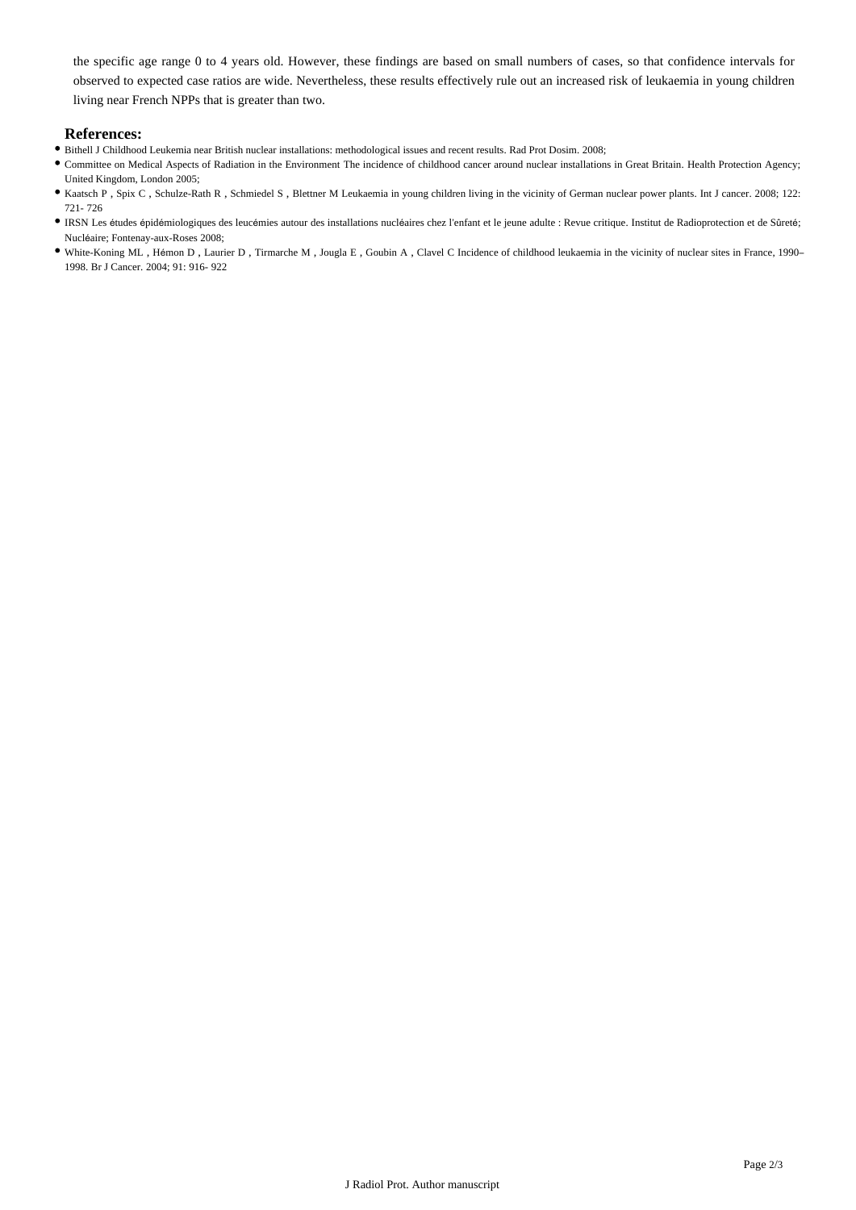the specific age range 0 to 4 years old. However, these findings are based on small numbers of cases, so that confidence intervals for observed to expected case ratios are wide. Nevertheless, these results effectively rule out an increased risk of leukaemia in young children living near French NPPs that is greater than two.

## References:

- Bithell J Childhood Leukemia near British nuclear installations: methodological issues and recent results. Rad Prot Dosim. 2008;
- Committee on Medical Aspects of Radiation in the Environment The incidence of childhood cancer around nuclear installations in Great Britain. Health Protection Agency; United Kingdom, London 2005;
- Kaatsch P , Spix C , Schulze-Rath R , Schmiedel S , Blettner M Leukaemia in young children living in the vicinity of German nuclear power plants. Int J cancer. 2008; 122: 721- 726
- IRSN Les études épidémiologiques des leucémies autour des installations nucléaires chez l'enfant et le jeune adulte : Revue critique. Institut de Radioprotection et de Sûreté; Nucléaire; Fontenay-aux-Roses 2008;
- White-Koning ML , Hémon D , Laurier D , Tirmarche M , Jougla E , Goubin A , Clavel C Incidence of childhood leukaemia in the vicinity of nuclear sites in France, 1990–1998. Br J Cancer. 2004; 91: 916- 922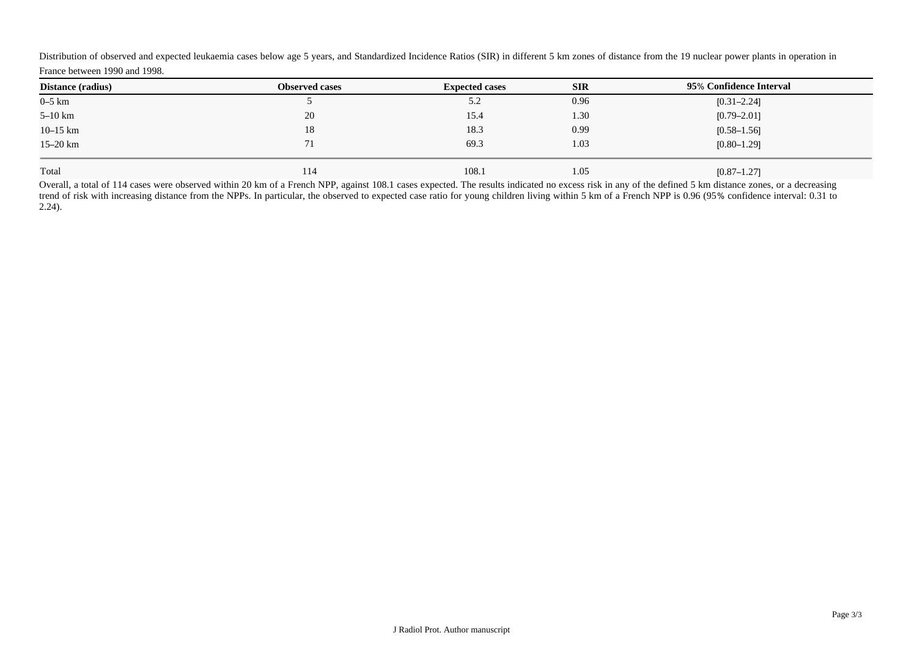Distribution of observed and expected leukaemia cases below age 5 years, and Standardized Incidence Ratios (SIR) in different 5 km zones of distance from the 19 nuclear power plants in operation in France between 1990 and 1998.

| Distance (radius) | Observed cases | Expected cases | SIR | 95% Confidence Interval |
|---|---|---|---|---|
| 0–5 km | 5 | 5.2 | 0.96 | [0.31–2.24] |
| 5–10 km | 20 | 15.4 | 1.30 | [0.79–2.01] |
| 10–15 km | 18 | 18.3 | 0.99 | [0.58–1.56] |
| 15–20 km | 71 | 69.3 | 1.03 | [0.80–1.29] |
| Total | 114 | 108.1 | 1.05 | [0.87–1.27] |

Overall, a total of 114 cases were observed within 20 km of a French NPP, against 108.1 cases expected. The results indicated no excess risk in any of the defined 5 km distance zones, or a decreasing trend of risk with increasing distance from the NPPs. In particular, the observed to expected case ratio for young children living within 5 km of a French NPP is 0.96 (95% confidence interval: 0.31 to 2.24).